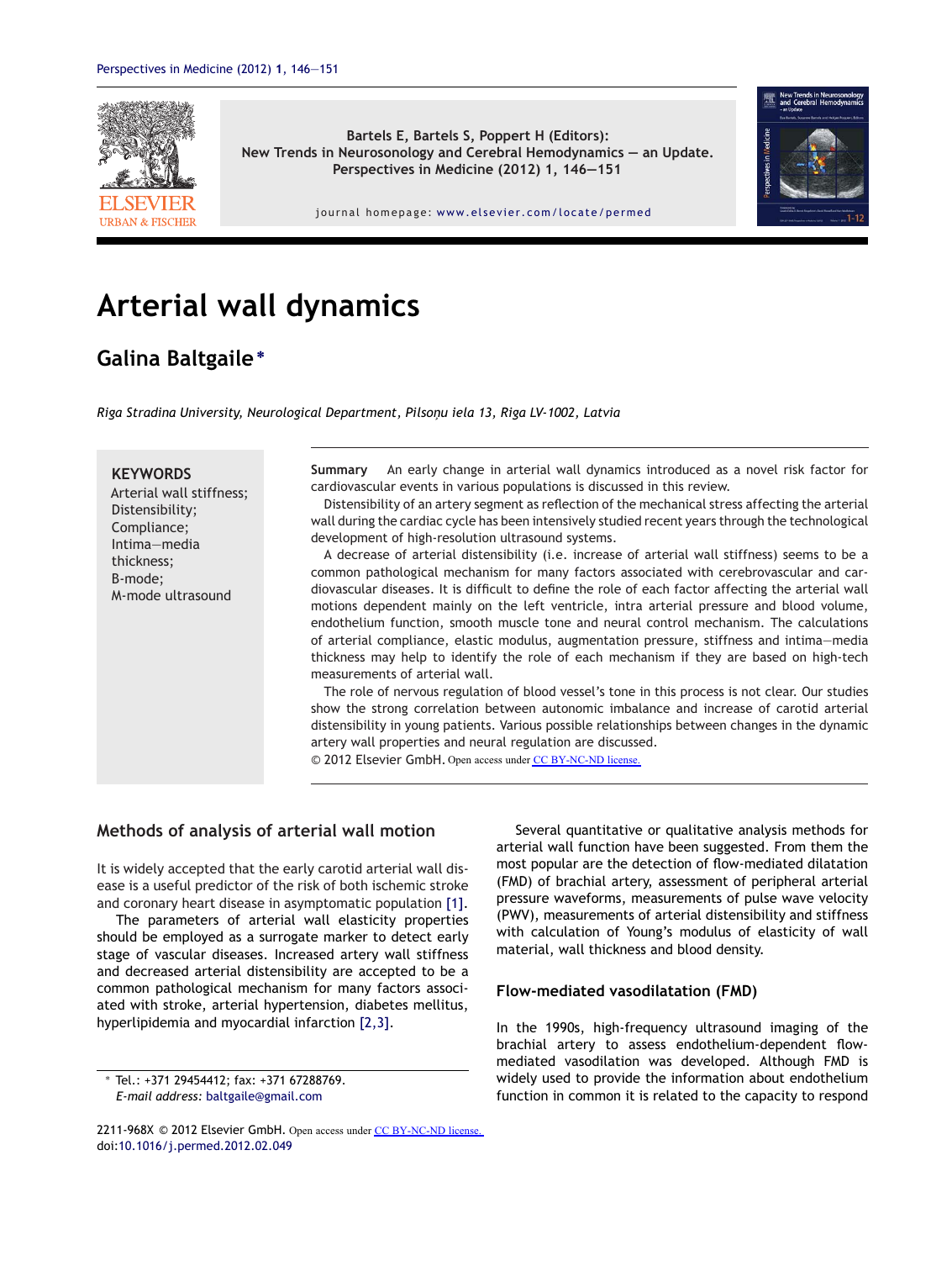Bartels E, Bartels S, Poppert H (Editors):
New Trends in Neurosonology and Cerebral Hemodynamics — an Update.
Perspectives in Medicine (2012) 1, 146—151

journal homepage: www.elsevier.com/locate/permed

# Arterial wall dynamics

## Galina Baltgaile*

*Riga Stradina University, Neurological Department, Pilsoņu iela 13, Riga LV-1002, Latvia*

**KEYWORDS**
Arterial wall stiffness;
Distensibility;
Compliance;
Intima—media thickness;
B-mode;
M-mode ultrasound

**Summary** An early change in arterial wall dynamics introduced as a novel risk factor for cardiovascular events in various populations is discussed in this review.

Distensibility of an artery segment as reflection of the mechanical stress affecting the arterial wall during the cardiac cycle has been intensively studied recent years through the technological development of high-resolution ultrasound systems.

A decrease of arterial distensibility (i.e. increase of arterial wall stiffness) seems to be a common pathological mechanism for many factors associated with cerebrovascular and cardiovascular diseases. It is difficult to define the role of each factor affecting the arterial wall motions dependent mainly on the left ventricle, intra arterial pressure and blood volume, endothelium function, smooth muscle tone and neural control mechanism. The calculations of arterial compliance, elastic modulus, augmentation pressure, stiffness and intima—media thickness may help to identify the role of each mechanism if they are based on high-tech measurements of arterial wall.

The role of nervous regulation of blood vessel's tone in this process is not clear. Our studies show the strong correlation between autonomic imbalance and increase of carotid arterial distensibility in young patients. Various possible relationships between changes in the dynamic artery wall properties and neural regulation are discussed.

© 2012 Elsevier GmbH. Open access under CC BY-NC-ND license.

### Methods of analysis of arterial wall motion

It is widely accepted that the early carotid arterial wall disease is a useful predictor of the risk of both ischemic stroke and coronary heart disease in asymptomatic population [1].

The parameters of arterial wall elasticity properties should be employed as a surrogate marker to detect early stage of vascular diseases. Increased artery wall stiffness and decreased arterial distensibility are accepted to be a common pathological mechanism for many factors associated with stroke, arterial hypertension, diabetes mellitus, hyperlipidemia and myocardial infarction [2,3].

Several quantitative or qualitative analysis methods for arterial wall function have been suggested. From them the most popular are the detection of flow-mediated dilatation (FMD) of brachial artery, assessment of peripheral arterial pressure waveforms, measurements of pulse wave velocity (PWV), measurements of arterial distensibility and stiffness with calculation of Young's modulus of elasticity of wall material, wall thickness and blood density.

### Flow-mediated vasodilatation (FMD)

In the 1990s, high-frequency ultrasound imaging of the brachial artery to assess endothelium-dependent flow-mediated vasodilation was developed. Although FMD is widely used to provide the information about endothelium function in common it is related to the capacity to respond

\* Tel.: +371 29454412; fax: +371 67288769.
*E-mail address:* baltgaile@gmail.com

2211-968X © 2012 Elsevier GmbH. Open access under CC BY-NC-ND license.
doi:10.1016/j.permed.2012.02.049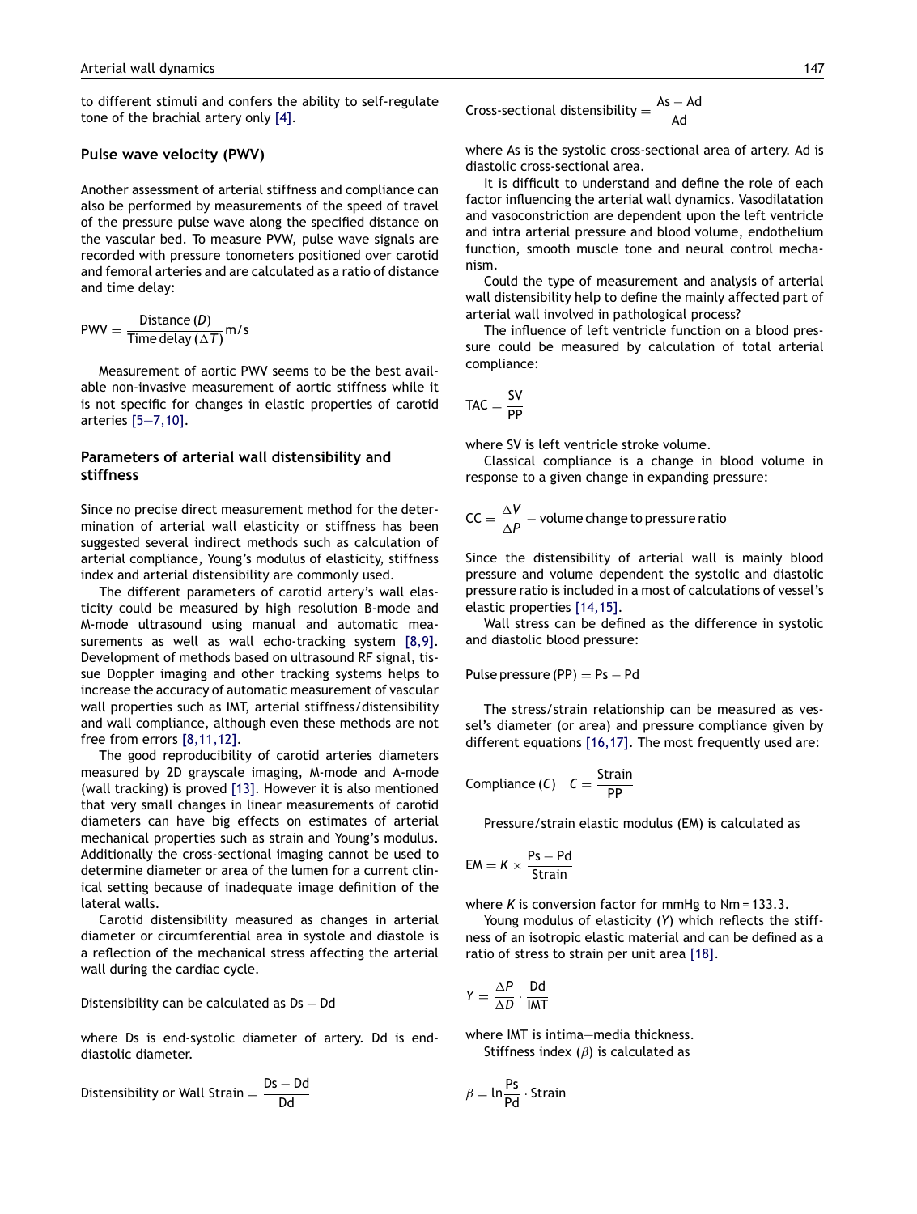to different stimuli and confers the ability to self-regulate tone of the brachial artery only [4].

### Pulse wave velocity (PWV)

Another assessment of arterial stiffness and compliance can also be performed by measurements of the speed of travel of the pressure pulse wave along the specified distance on the vascular bed. To measure PVW, pulse wave signals are recorded with pressure tonometers positioned over carotid and femoral arteries and are calculated as a ratio of distance and time delay:

$$\text{PWV} = \frac{\text{Distance } (D)}{\text{Time delay } (\Delta T)} \text{m/s}$$

Measurement of aortic PWV seems to be the best available non-invasive measurement of aortic stiffness while it is not specific for changes in elastic properties of carotid arteries [5–7,10].

### Parameters of arterial wall distensibility and stiffness

Since no precise direct measurement method for the determination of arterial wall elasticity or stiffness has been suggested several indirect methods such as calculation of arterial compliance, Young's modulus of elasticity, stiffness index and arterial distensibility are commonly used.

The different parameters of carotid artery's wall elasticity could be measured by high resolution B-mode and M-mode ultrasound using manual and automatic measurements as well as wall echo-tracking system [8,9]. Development of methods based on ultrasound RF signal, tissue Doppler imaging and other tracking systems helps to increase the accuracy of automatic measurement of vascular wall properties such as IMT, arterial stiffness/distensibility and wall compliance, although even these methods are not free from errors [8,11,12].

The good reproducibility of carotid arteries diameters measured by 2D grayscale imaging, M-mode and A-mode (wall tracking) is proved [13]. However it is also mentioned that very small changes in linear measurements of carotid diameters can have big effects on estimates of arterial mechanical properties such as strain and Young's modulus. Additionally the cross-sectional imaging cannot be used to determine diameter or area of the lumen for a current clinical setting because of inadequate image definition of the lateral walls.

Carotid distensibility measured as changes in arterial diameter or circumferential area in systole and diastole is a reflection of the mechanical stress affecting the arterial wall during the cardiac cycle.

Distensibility can be calculated as $\text{Ds} - \text{Dd}$

where Ds is end-systolic diameter of artery. Dd is end-diastolic diameter.

$$\text{Distensibility or Wall Strain} = \frac{\text{Ds} - \text{Dd}}{\text{Dd}}$$

$$\text{Cross-sectional distensibility} = \frac{\text{As} - \text{Ad}}{\text{Ad}}$$

where As is the systolic cross-sectional area of artery. Ad is diastolic cross-sectional area.

It is difficult to understand and define the role of each factor influencing the arterial wall dynamics. Vasodilatation and vasoconstriction are dependent upon the left ventricle and intra arterial pressure and blood volume, endothelium function, smooth muscle tone and neural control mechanism.

Could the type of measurement and analysis of arterial wall distensibility help to define the mainly affected part of arterial wall involved in pathological process?

The influence of left ventricle function on a blood pressure could be measured by calculation of total arterial compliance:

$$\text{TAC} = \frac{\text{SV}}{\text{PP}}$$

where SV is left ventricle stroke volume.

Classical compliance is a change in blood volume in response to a given change in expanding pressure:

$$\text{CC} = \frac{\Delta V}{\Delta P} - \text{volume change to pressure ratio}$$

Since the distensibility of arterial wall is mainly blood pressure and volume dependent the systolic and diastolic pressure ratio is included in a most of calculations of vessel's elastic properties [14,15].

Wall stress can be defined as the difference in systolic and diastolic blood pressure:

$$\text{Pulse pressure (PP)} = \text{Ps} - \text{Pd}$$

The stress/strain relationship can be measured as vessel's diameter (or area) and pressure compliance given by different equations [16,17]. The most frequently used are:

$$\text{Compliance } (C) \quad C = \frac{\text{Strain}}{\text{PP}}$$

Pressure/strain elastic modulus (EM) is calculated as

$$\text{EM} = K \times \frac{\text{Ps} - \text{Pd}}{\text{Strain}}$$

where $K$ is conversion factor for mmHg to Nm = 133.3.

Young modulus of elasticity ($Y$) which reflects the stiffness of an isotropic elastic material and can be defined as a ratio of stress to strain per unit area [18].

$$Y = \frac{\Delta P}{\Delta D} \cdot \frac{\text{Dd}}{\text{IMT}}$$

where IMT is intima–media thickness.

Stiffness index ($\beta$) is calculated as

$$\beta = \ln \frac{\text{Ps}}{\text{Pd}} \cdot \text{Strain}$$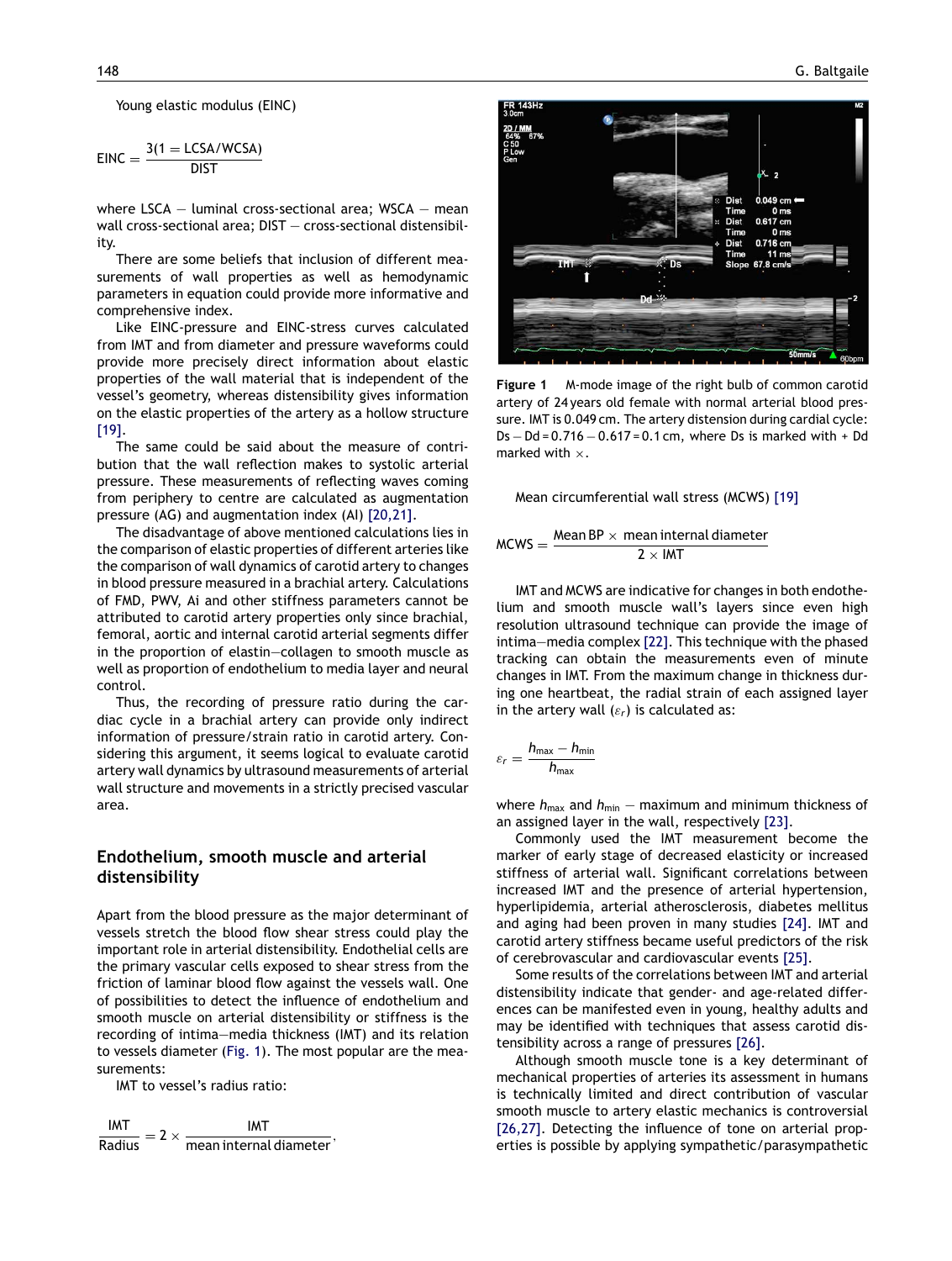Young elastic modulus (EINC)

$$\text{EINC} = \frac{3(1 = \text{LCSA}/\text{WCSA})}{\text{DIST}}$$

where LSCA — luminal cross-sectional area; WSCA — mean wall cross-sectional area; DIST — cross-sectional distensibility.

There are some beliefs that inclusion of different measurements of wall properties as well as hemodynamic parameters in equation could provide more informative and comprehensive index.

Like EINC-pressure and EINC-stress curves calculated from IMT and from diameter and pressure waveforms could provide more precisely direct information about elastic properties of the wall material that is independent of the vessel's geometry, whereas distensibility gives information on the elastic properties of the artery as a hollow structure [19].

The same could be said about the measure of contribution that the wall reflection makes to systolic arterial pressure. These measurements of reflecting waves coming from periphery to centre are calculated as augmentation pressure (AG) and augmentation index (AI) [20,21].

The disadvantage of above mentioned calculations lies in the comparison of elastic properties of different arteries like the comparison of wall dynamics of carotid artery to changes in blood pressure measured in a brachial artery. Calculations of FMD, PWV, Ai and other stiffness parameters cannot be attributed to carotid artery properties only since brachial, femoral, aortic and internal carotid arterial segments differ in the proportion of elastin—collagen to smooth muscle as well as proportion of endothelium to media layer and neural control.

Thus, the recording of pressure ratio during the cardiac cycle in a brachial artery can provide only indirect information of pressure/strain ratio in carotid artery. Considering this argument, it seems logical to evaluate carotid artery wall dynamics by ultrasound measurements of arterial wall structure and movements in a strictly precised vascular area.

## Endothelium, smooth muscle and arterial distensibility

Apart from the blood pressure as the major determinant of vessels stretch the blood flow shear stress could play the important role in arterial distensibility. Endothelial cells are the primary vascular cells exposed to shear stress from the friction of laminar blood flow against the vessels wall. One of possibilities to detect the influence of endothelium and smooth muscle on arterial distensibility or stiffness is the recording of intima—media thickness (IMT) and its relation to vessels diameter (Fig. 1). The most popular are the measurements:

IMT to vessel's radius ratio:

$$\frac{\text{IMT}}{\text{Radius}} = 2 \times \frac{\text{IMT}}{\text{mean internal diameter}},$$

**Figure 1** M-mode image of the right bulb of common carotid artery of 24 years old female with normal arterial blood pressure. IMT is 0.049 cm. The artery distension during cardial cycle: Ds − Dd = 0.716 − 0.617 = 0.1 cm, where Ds is marked with + Dd marked with ×.

Mean circumferential wall stress (MCWS) [19]

$$\text{MCWS} = \frac{\text{Mean BP} \times \text{mean internal diameter}}{2 \times \text{IMT}}$$

IMT and MCWS are indicative for changes in both endothelium and smooth muscle wall's layers since even high resolution ultrasound technique can provide the image of intima—media complex [22]. This technique with the phased tracking can obtain the measurements even of minute changes in IMT. From the maximum change in thickness during one heartbeat, the radial strain of each assigned layer in the artery wall ($\varepsilon_r$) is calculated as:

$$\varepsilon_r = \frac{h_{\text{max}} - h_{\text{min}}}{h_{\text{max}}}$$

where $h_{\text{max}}$ and $h_{\text{min}}$ — maximum and minimum thickness of an assigned layer in the wall, respectively [23].

Commonly used the IMT measurement become the marker of early stage of decreased elasticity or increased stiffness of arterial wall. Significant correlations between increased IMT and the presence of arterial hypertension, hyperlipidemia, arterial atherosclerosis, diabetes mellitus and aging had been proven in many studies [24]. IMT and carotid artery stiffness became useful predictors of the risk of cerebrovascular and cardiovascular events [25].

Some results of the correlations between IMT and arterial distensibility indicate that gender- and age-related differences can be manifested even in young, healthy adults and may be identified with techniques that assess carotid distensibility across a range of pressures [26].

Although smooth muscle tone is a key determinant of mechanical properties of arteries its assessment in humans is technically limited and direct contribution of vascular smooth muscle to artery elastic mechanics is controversial [26,27]. Detecting the influence of tone on arterial properties is possible by applying sympathetic/parasympathetic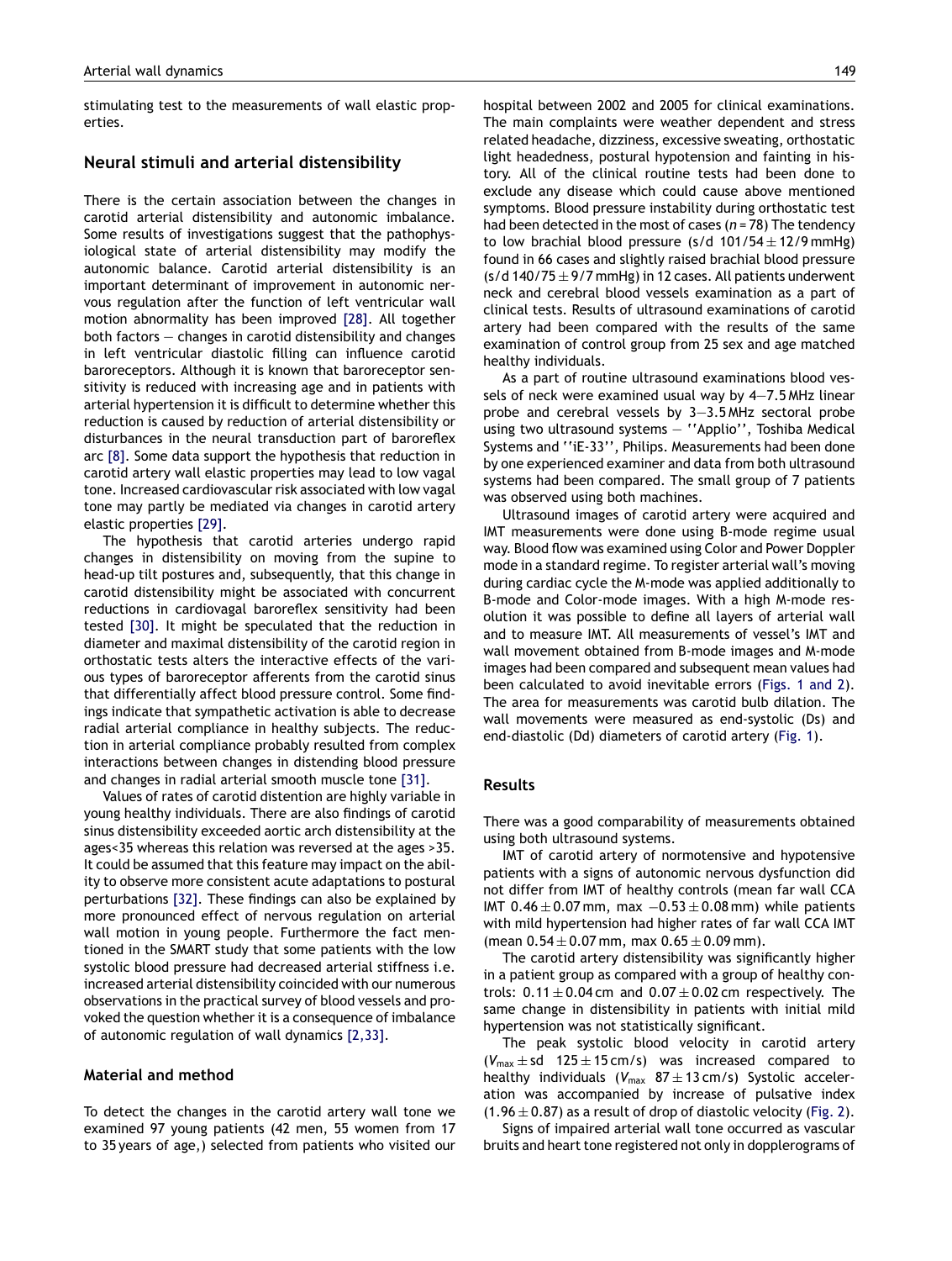stimulating test to the measurements of wall elastic properties.

## Neural stimuli and arterial distensibility

There is the certain association between the changes in carotid arterial distensibility and autonomic imbalance. Some results of investigations suggest that the pathophysiological state of arterial distensibility may modify the autonomic balance. Carotid arterial distensibility is an important determinant of improvement in autonomic nervous regulation after the function of left ventricular wall motion abnormality has been improved [28]. All together both factors — changes in carotid distensibility and changes in left ventricular diastolic filling can influence carotid baroreceptors. Although it is known that baroreceptor sensitivity is reduced with increasing age and in patients with arterial hypertension it is difficult to determine whether this reduction is caused by reduction of arterial distensibility or disturbances in the neural transduction part of baroreflex arc [8]. Some data support the hypothesis that reduction in carotid artery wall elastic properties may lead to low vagal tone. Increased cardiovascular risk associated with low vagal tone may partly be mediated via changes in carotid artery elastic properties [29].

The hypothesis that carotid arteries undergo rapid changes in distensibility on moving from the supine to head-up tilt postures and, subsequently, that this change in carotid distensibility might be associated with concurrent reductions in cardiovagal baroreflex sensitivity had been tested [30]. It might be speculated that the reduction in diameter and maximal distensibility of the carotid region in orthostatic tests alters the interactive effects of the various types of baroreceptor afferents from the carotid sinus that differentially affect blood pressure control. Some findings indicate that sympathetic activation is able to decrease radial arterial compliance in healthy subjects. The reduction in arterial compliance probably resulted from complex interactions between changes in distending blood pressure and changes in radial arterial smooth muscle tone [31].

Values of rates of carotid distention are highly variable in young healthy individuals. There are also findings of carotid sinus distensibility exceeded aortic arch distensibility at the ages<35 whereas this relation was reversed at the ages >35. It could be assumed that this feature may impact on the ability to observe more consistent acute adaptations to postural perturbations [32]. These findings can also be explained by more pronounced effect of nervous regulation on arterial wall motion in young people. Furthermore the fact mentioned in the SMART study that some patients with the low systolic blood pressure had decreased arterial stiffness i.e. increased arterial distensibility coincided with our numerous observations in the practical survey of blood vessels and provoked the question whether it is a consequence of imbalance of autonomic regulation of wall dynamics [2,33].

## Material and method

To detect the changes in the carotid artery wall tone we examined 97 young patients (42 men, 55 women from 17 to 35 years of age,) selected from patients who visited our hospital between 2002 and 2005 for clinical examinations. The main complaints were weather dependent and stress related headache, dizziness, excessive sweating, orthostatic light headedness, postural hypotension and fainting in history. All of the clinical routine tests had been done to exclude any disease which could cause above mentioned symptoms. Blood pressure instability during orthostatic test had been detected in the most of cases ($n = 78$) The tendency to low brachial blood pressure (s/d $101/54 \pm 12/9$ mmHg) found in 66 cases and slightly raised brachial blood pressure (s/d $140/75 \pm 9/7$ mmHg) in 12 cases. All patients underwent neck and cerebral blood vessels examination as a part of clinical tests. Results of ultrasound examinations of carotid artery had been compared with the results of the same examination of control group from 25 sex and age matched healthy individuals.

As a part of routine ultrasound examinations blood vessels of neck were examined usual way by 4—7.5 MHz linear probe and cerebral vessels by 3—3.5 MHz sectoral probe using two ultrasound systems — ''Applio'', Toshiba Medical Systems and ''iE-33'', Philips. Measurements had been done by one experienced examiner and data from both ultrasound systems had been compared. The small group of 7 patients was observed using both machines.

Ultrasound images of carotid artery were acquired and IMT measurements were done using B-mode regime usual way. Blood flow was examined using Color and Power Doppler mode in a standard regime. To register arterial wall's moving during cardiac cycle the M-mode was applied additionally to B-mode and Color-mode images. With a high M-mode resolution it was possible to define all layers of arterial wall and to measure IMT. All measurements of vessel's IMT and wall movement obtained from B-mode images and M-mode images had been compared and subsequent mean values had been calculated to avoid inevitable errors (Figs. 1 and 2). The area for measurements was carotid bulb dilation. The wall movements were measured as end-systolic (Ds) and end-diastolic (Dd) diameters of carotid artery (Fig. 1).

## Results

There was a good comparability of measurements obtained using both ultrasound systems.

IMT of carotid artery of normotensive and hypotensive patients with a signs of autonomic nervous dysfunction did not differ from IMT of healthy controls (mean far wall CCA IMT $0.46 \pm 0.07$ mm, max $-0.53 \pm 0.08$ mm) while patients with mild hypertension had higher rates of far wall CCA IMT (mean $0.54 \pm 0.07$ mm, max $0.65 \pm 0.09$ mm).

The carotid artery distensibility was significantly higher in a patient group as compared with a group of healthy controls: $0.11 \pm 0.04$ cm and $0.07 \pm 0.02$ cm respectively. The same change in distensibility in patients with initial mild hypertension was not statistically significant.

The peak systolic blood velocity in carotid artery ($V_{max} \pm$ sd $125 \pm 15$ cm/s) was increased compared to healthy individuals ($V_{max}$ $87 \pm 13$ cm/s) Systolic acceleration was accompanied by increase of pulsative index ($1.96 \pm 0.87$) as a result of drop of diastolic velocity (Fig. 2).

Signs of impaired arterial wall tone occurred as vascular bruits and heart tone registered not only in dopplerograms of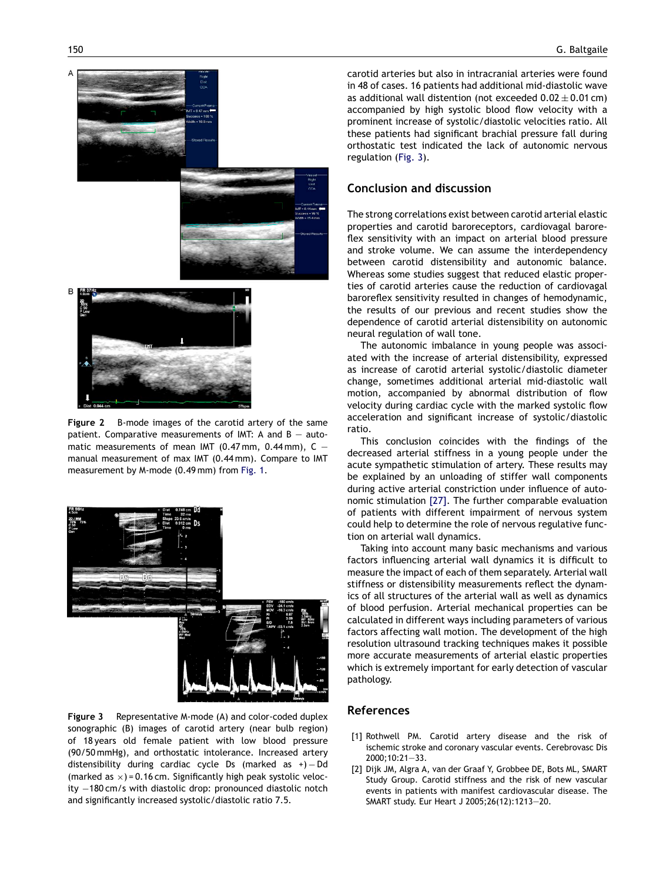Figure 2 B-mode images of the carotid artery of the same patient. Comparative measurements of IMT: A and B — automatic measurements of mean IMT (0.47 mm, 0.44 mm), C — manual measurement of max IMT (0.44 mm). Compare to IMT measurement by M-mode (0.49 mm) from Fig. 1.

Figure 3 Representative M-mode (A) and color-coded duplex sonographic (B) images of carotid artery (near bulb region) of 18 years old female patient with low blood pressure (90/50 mmHg), and orthostatic intolerance. Increased artery distensibility during cardiac cycle Ds (marked as +) − Dd (marked as ×) = 0.16 cm. Significantly high peak systolic velocity −180 cm/s with diastolic drop: pronounced diastolic notch and significantly increased systolic/diastolic ratio 7.5.

carotid arteries but also in intracranial arteries were found in 48 of cases. 16 patients had additional mid-diastolic wave as additional wall distention (not exceeded $0.02 \pm 0.01$ cm) accompanied by high systolic blood flow velocity with a prominent increase of systolic/diastolic velocities ratio. All these patients had significant brachial pressure fall during orthostatic test indicated the lack of autonomic nervous regulation (Fig. 3).

## Conclusion and discussion

The strong correlations exist between carotid arterial elastic properties and carotid baroreceptors, cardiovagal baroreflex sensitivity with an impact on arterial blood pressure and stroke volume. We can assume the interdependency between carotid distensibility and autonomic balance. Whereas some studies suggest that reduced elastic properties of carotid arteries cause the reduction of cardiovagal baroreflex sensitivity resulted in changes of hemodynamic, the results of our previous and recent studies show the dependence of carotid arterial distensibility on autonomic neural regulation of wall tone.

The autonomic imbalance in young people was associated with the increase of arterial distensibility, expressed as increase of carotid arterial systolic/diastolic diameter change, sometimes additional arterial mid-diastolic wall motion, accompanied by abnormal distribution of flow velocity during cardiac cycle with the marked systolic flow acceleration and significant increase of systolic/diastolic ratio.

This conclusion coincides with the findings of the decreased arterial stiffness in a young people under the acute sympathetic stimulation of artery. These results may be explained by an unloading of stiffer wall components during active arterial constriction under influence of autonomic stimulation [27]. The further comparable evaluation of patients with different impairment of nervous system could help to determine the role of nervous regulative function on arterial wall dynamics.

Taking into account many basic mechanisms and various factors influencing arterial wall dynamics it is difficult to measure the impact of each of them separately. Arterial wall stiffness or distensibility measurements reflect the dynamics of all structures of the arterial wall as well as dynamics of blood perfusion. Arterial mechanical properties can be calculated in different ways including parameters of various factors affecting wall motion. The development of the high resolution ultrasound tracking techniques makes it possible more accurate measurements of arterial elastic properties which is extremely important for early detection of vascular pathology.

## References

[1] Rothwell PM. Carotid artery disease and the risk of ischemic stroke and coronary vascular events. Cerebrovasc Dis 2000;10:21—33.

[2] Dijk JM, Algra A, van der Graaf Y, Grobbee DE, Bots ML, SMART Study Group. Carotid stiffness and the risk of new vascular events in patients with manifest cardiovascular disease. The SMART study. Eur Heart J 2005;26(12):1213—20.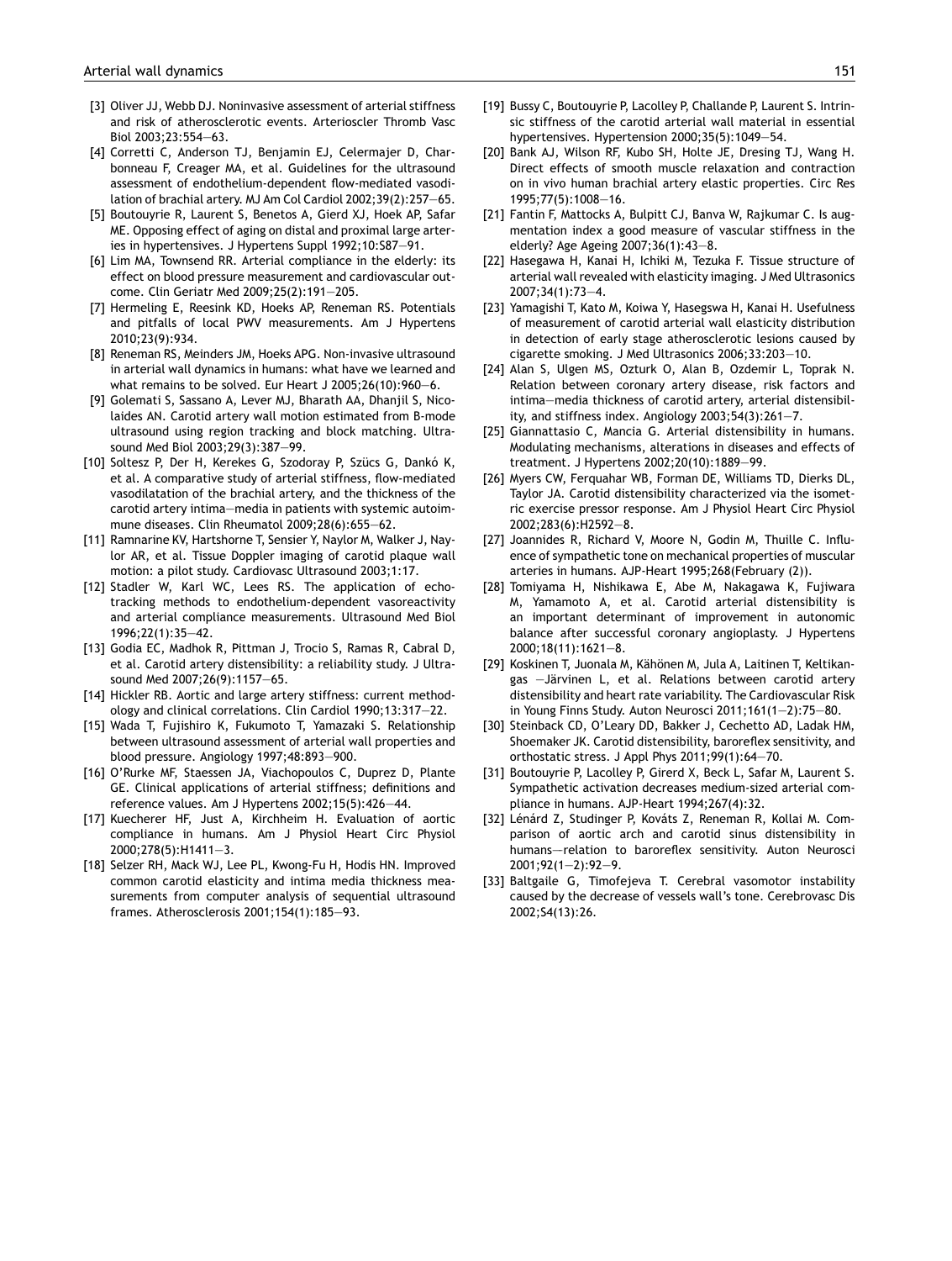[3] Oliver JJ, Webb DJ. Noninvasive assessment of arterial stiffness and risk of atherosclerotic events. Arterioscler Thromb Vasc Biol 2003;23:554—63.

[4] Corretti C, Anderson TJ, Benjamin EJ, Celermajer D, Charbonneau F, Creager MA, et al. Guidelines for the ultrasound assessment of endothelium-dependent flow-mediated vasodilation of brachial artery. MJ Am Col Cardiol 2002;39(2):257—65.

[5] Boutouyrie R, Laurent S, Benetos A, Gierd XJ, Hoek AP, Safar ME. Opposing effect of aging on distal and proximal large arteries in hypertensives. J Hypertens Suppl 1992;10:S87—91.

[6] Lim MA, Townsend RR. Arterial compliance in the elderly: its effect on blood pressure measurement and cardiovascular outcome. Clin Geriatr Med 2009;25(2):191—205.

[7] Hermeling E, Reesink KD, Hoeks AP, Reneman RS. Potentials and pitfalls of local PWV measurements. Am J Hypertens 2010;23(9):934.

[8] Reneman RS, Meinders JM, Hoeks APG. Non-invasive ultrasound in arterial wall dynamics in humans: what have we learned and what remains to be solved. Eur Heart J 2005;26(10):960—6.

[9] Golemati S, Sassano A, Lever MJ, Bharath AA, Dhanjil S, Nicolaides AN. Carotid artery wall motion estimated from B-mode ultrasound using region tracking and block matching. Ultrasound Med Biol 2003;29(3):387—99.

[10] Soltesz P, Der H, Kerekes G, Szodoray P, Szücs G, Dankó K, et al. A comparative study of arterial stiffness, flow-mediated vasodilatation of the brachial artery, and the thickness of the carotid artery intima—media in patients with systemic autoimmune diseases. Clin Rheumatol 2009;28(6):655—62.

[11] Ramnarine KV, Hartshorne T, Sensier Y, Naylor M, Walker J, Naylor AR, et al. Tissue Doppler imaging of carotid plaque wall motion: a pilot study. Cardiovasc Ultrasound 2003;1:17.

[12] Stadler W, Karl WC, Lees RS. The application of echotracking methods to endothelium-dependent vasoreactivity and arterial compliance measurements. Ultrasound Med Biol 1996;22(1):35—42.

[13] Godia EC, Madhok R, Pittman J, Trocio S, Ramas R, Cabral D, et al. Carotid artery distensibility: a reliability study. J Ultrasound Med 2007;26(9):1157—65.

[14] Hickler RB. Aortic and large artery stiffness: current methodology and clinical correlations. Clin Cardiol 1990;13:317—22.

[15] Wada T, Fujishiro K, Fukumoto T, Yamazaki S. Relationship between ultrasound assessment of arterial wall properties and blood pressure. Angiology 1997;48:893—900.

[16] O'Rurke MF, Staessen JA, Viachopoulos C, Duprez D, Plante GE. Clinical applications of arterial stiffness; definitions and reference values. Am J Hypertens 2002;15(5):426—44.

[17] Kuecherer HF, Just A, Kirchheim H. Evaluation of aortic compliance in humans. Am J Physiol Heart Circ Physiol 2000;278(5):H1411—3.

[18] Selzer RH, Mack WJ, Lee PL, Kwong-Fu H, Hodis HN. Improved common carotid elasticity and intima media thickness measurements from computer analysis of sequential ultrasound frames. Atherosclerosis 2001;154(1):185—93.

[19] Bussy C, Boutouyrie P, Lacolley P, Challande P, Laurent S. Intrinsic stiffness of the carotid arterial wall material in essential hypertensives. Hypertension 2000;35(5):1049—54.

[20] Bank AJ, Wilson RF, Kubo SH, Holte JE, Dresing TJ, Wang H. Direct effects of smooth muscle relaxation and contraction on in vivo human brachial artery elastic properties. Circ Res 1995;77(5):1008—16.

[21] Fantin F, Mattocks A, Bulpitt CJ, Banva W, Rajkumar C. Is augmentation index a good measure of vascular stiffness in the elderly? Age Ageing 2007;36(1):43—8.

[22] Hasegawa H, Kanai H, Ichiki M, Tezuka F. Tissue structure of arterial wall revealed with elasticity imaging. J Med Ultrasonics 2007;34(1):73—4.

[23] Yamagishi T, Kato M, Koiwa Y, Hasegswa H, Kanai H. Usefulness of measurement of carotid arterial wall elasticity distribution in detection of early stage atherosclerotic lesions caused by cigarette smoking. J Med Ultrasonics 2006;33:203—10.

[24] Alan S, Ulgen MS, Ozturk O, Alan B, Ozdemir L, Toprak N. Relation between coronary artery disease, risk factors and intima—media thickness of carotid artery, arterial distensibility, and stiffness index. Angiology 2003;54(3):261—7.

[25] Giannattasio C, Mancia G. Arterial distensibility in humans. Modulating mechanisms, alterations in diseases and effects of treatment. J Hypertens 2002;20(10):1889—99.

[26] Myers CW, Ferquahar WB, Forman DE, Williams TD, Dierks DL, Taylor JA. Carotid distensibility characterized via the isometric exercise pressor response. Am J Physiol Heart Circ Physiol 2002;283(6):H2592—8.

[27] Joannides R, Richard V, Moore N, Godin M, Thuille C. Influence of sympathetic tone on mechanical properties of muscular arteries in humans. AJP-Heart 1995;268(February (2)).

[28] Tomiyama H, Nishikawa E, Abe M, Nakagawa K, Fujiwara M, Yamamoto A, et al. Carotid arterial distensibility is an important determinant of improvement in autonomic balance after successful coronary angioplasty. J Hypertens 2000;18(11):1621—8.

[29] Koskinen T, Juonala M, Kähönen M, Jula A, Laitinen T, Keltikangas —Järvinen L, et al. Relations between carotid artery distensibility and heart rate variability. The Cardiovascular Risk in Young Finns Study. Auton Neurosci 2011;161(1—2):75—80.

[30] Steinback CD, O'Leary DD, Bakker J, Cechetto AD, Ladak HM, Shoemaker JK. Carotid distensibility, baroreflex sensitivity, and orthostatic stress. J Appl Phys 2011;99(1):64—70.

[31] Boutouyrie P, Lacolley P, Girerd X, Beck L, Safar M, Laurent S. Sympathetic activation decreases medium-sized arterial compliance in humans. AJP-Heart 1994;267(4):32.

[32] Lénárd Z, Studinger P, Kováts Z, Reneman R, Kollai M. Comparison of aortic arch and carotid sinus distensibility in humans—relation to baroreflex sensitivity. Auton Neurosci 2001;92(1—2):92—9.

[33] Baltgaile G, Timofejeva T. Cerebral vasomotor instability caused by the decrease of vessels wall's tone. Cerebrovasc Dis 2002;S4(13):26.